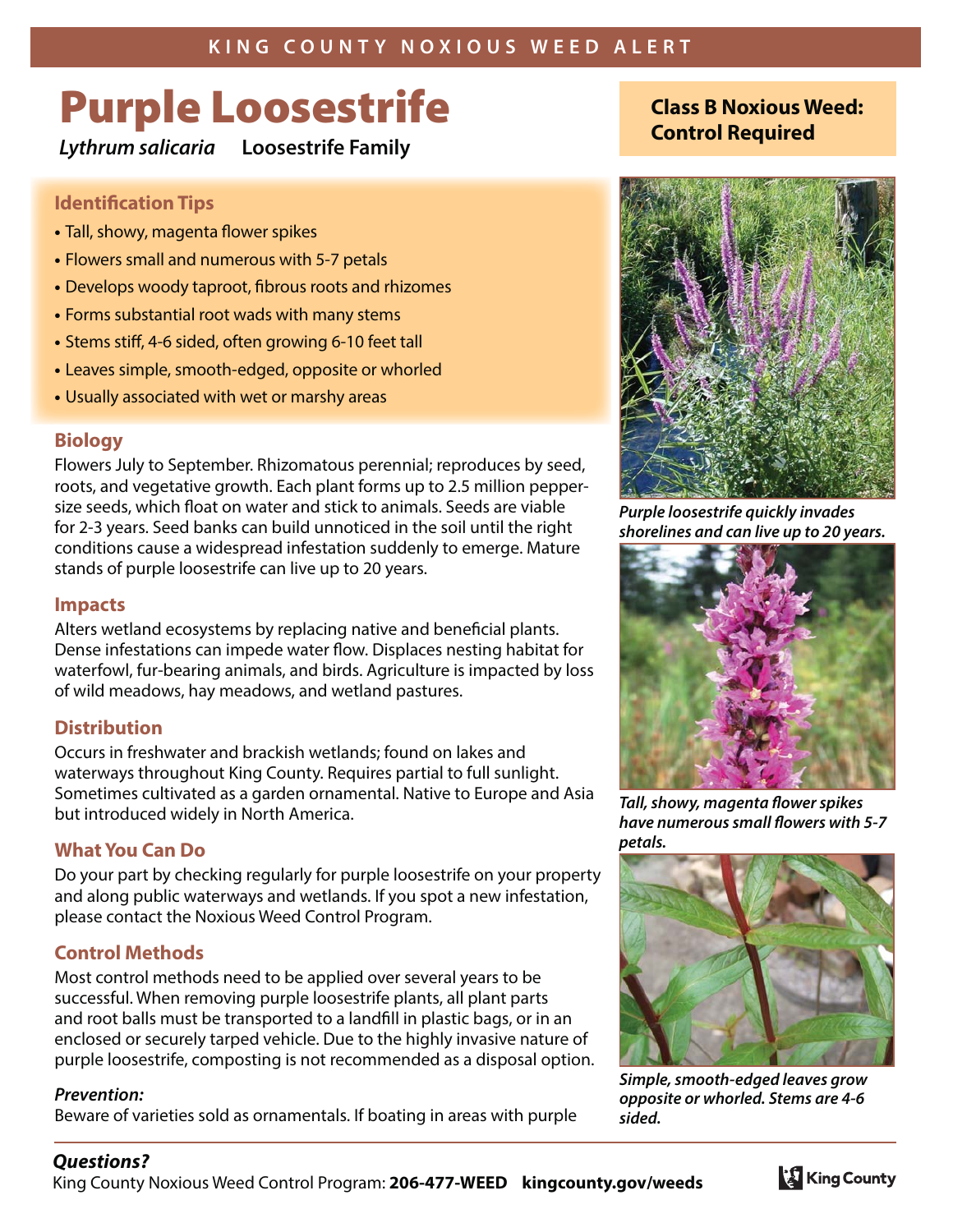KING COUNTY NOXIOUS WEED ALERT

# Purple Loosestrife

***Lythrum salicaria*** **Loosestrife Family**

**Class B Noxious Weed: Control Required**

### Identification Tips

- Tall, showy, magenta flower spikes
- Flowers small and numerous with 5-7 petals
- Develops woody taproot, fibrous roots and rhizomes
- Forms substantial root wads with many stems
- Stems stiff, 4-6 sided, often growing 6-10 feet tall
- Leaves simple, smooth-edged, opposite or whorled
- Usually associated with wet or marshy areas

### Biology

Flowers July to September. Rhizomatous perennial; reproduces by seed, roots, and vegetative growth. Each plant forms up to 2.5 million pepper-size seeds, which float on water and stick to animals. Seeds are viable for 2-3 years. Seed banks can build unnoticed in the soil until the right conditions cause a widespread infestation suddenly to emerge. Mature stands of purple loosestrife can live up to 20 years.

### Impacts

Alters wetland ecosystems by replacing native and beneficial plants. Dense infestations can impede water flow. Displaces nesting habitat for waterfowl, fur-bearing animals, and birds. Agriculture is impacted by loss of wild meadows, hay meadows, and wetland pastures.

### Distribution

Occurs in freshwater and brackish wetlands; found on lakes and waterways throughout King County. Requires partial to full sunlight. Sometimes cultivated as a garden ornamental. Native to Europe and Asia but introduced widely in North America.

### What You Can Do

Do your part by checking regularly for purple loosestrife on your property and along public waterways and wetlands. If you spot a new infestation, please contact the Noxious Weed Control Program.

### Control Methods

Most control methods need to be applied over several years to be successful. When removing purple loosestrife plants, all plant parts and root balls must be transported to a landfill in plastic bags, or in an enclosed or securely tarped vehicle. Due to the highly invasive nature of purple loosestrife, composting is not recommended as a disposal option.

***Prevention:***

Beware of varieties sold as ornamentals. If boating in areas with purple

***Purple loosestrife quickly invades shorelines and can live up to 20 years.***

***Tall, showy, magenta flower spikes have numerous small flowers with 5-7 petals.***

***Simple, smooth-edged leaves grow opposite or whorled. Stems are 4-6 sided.***

***Questions?***

King County Noxious Weed Control Program: **206-477-WEED** **kingcounty.gov/weeds**

King County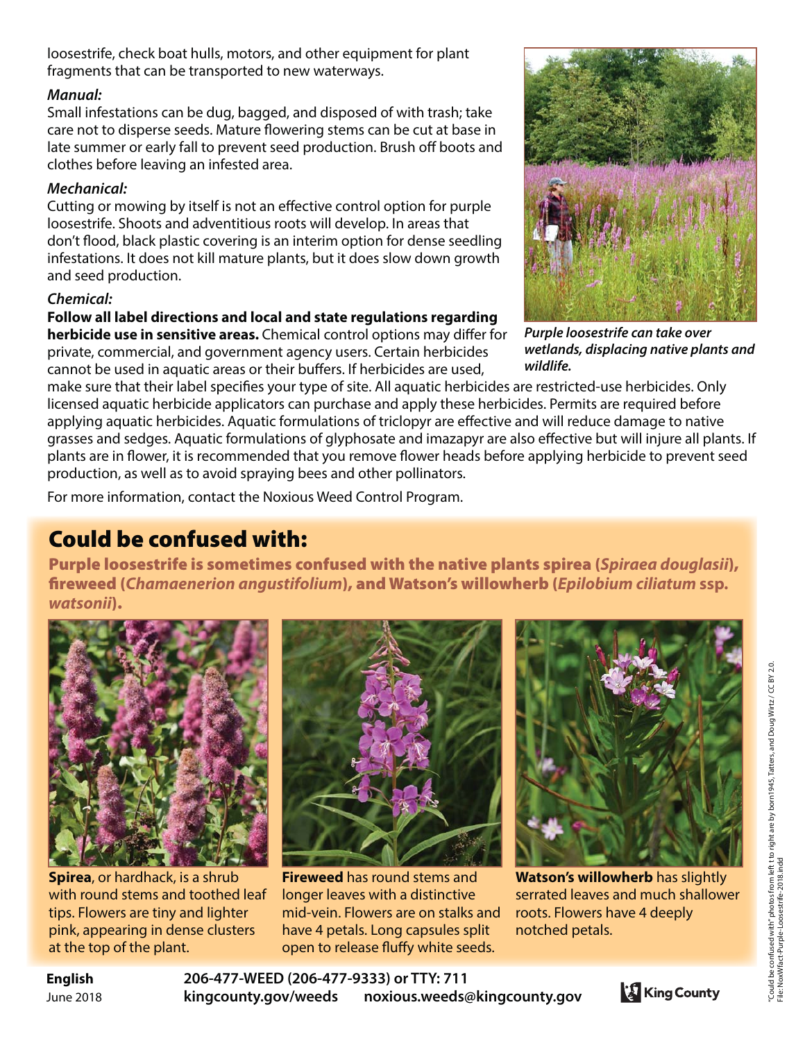loosestrife, check boat hulls, motors, and other equipment for plant fragments that can be transported to new waterways.

***Manual:***

Small infestations can be dug, bagged, and disposed of with trash; take care not to disperse seeds. Mature flowering stems can be cut at base in late summer or early fall to prevent seed production. Brush off boots and clothes before leaving an infested area.

***Mechanical:***

Cutting or mowing by itself is not an effective control option for purple loosestrife. Shoots and adventitious roots will develop. In areas that don't flood, black plastic covering is an interim option for dense seedling infestations. It does not kill mature plants, but it does slow down growth and seed production.

***Chemical:***

**Follow all label directions and local and state regulations regarding herbicide use in sensitive areas.** Chemical control options may differ for private, commercial, and government agency users. Certain herbicides cannot be used in aquatic areas or their buffers. If herbicides are used, make sure that their label specifies your type of site. All aquatic herbicides are restricted-use herbicides. Only licensed aquatic herbicide applicators can purchase and apply these herbicides. Permits are required before applying aquatic herbicides. Aquatic formulations of triclopyr are effective and will reduce damage to native grasses and sedges. Aquatic formulations of glyphosate and imazapyr are also effective but will injure all plants. If plants are in flower, it is recommended that you remove flower heads before applying herbicide to prevent seed production, as well as to avoid spraying bees and other pollinators.

***Purple loosestrife can take over wetlands, displacing native plants and wildlife.***

For more information, contact the Noxious Weed Control Program.

## Could be confused with:

**Purple loosestrife is sometimes confused with the native plants spirea (*Spiraea douglasii*), fireweed (*Chamaenerion angustifolium*), and Watson's willowherb (*Epilobium ciliatum* ssp. *watsonii*).**

**Spirea**, or hardhack, is a shrub with round stems and toothed leaf tips. Flowers are tiny and lighter pink, appearing in dense clusters at the top of the plant.

**Fireweed** has round stems and longer leaves with a distinctive mid-vein. Flowers are on stalks and have 4 petals. Long capsules split open to release fluffy white seeds.

**Watson's willowherb** has slightly serrated leaves and much shallower roots. Flowers have 4 deeply notched petals.

"Could be confused with" photos from left to right are by born1945, Tatters, and Doug Wirtz / CC BY 2.0.
File: NoxWfact-Purple-Loosestrife-2018.indd

**English**
June 2018

**206-477-WEED (206-477-9333) or TTY: 711**
**kingcounty.gov/weeds noxious.weeds@kingcounty.gov**

King County